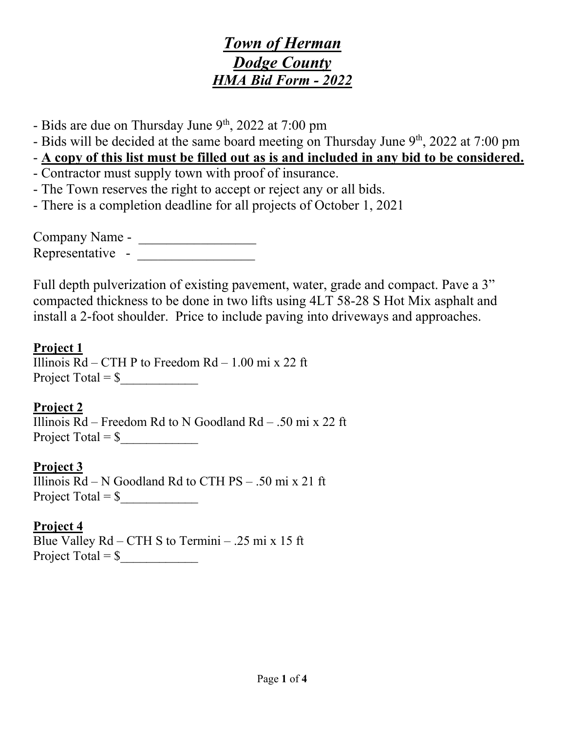# *Town of Herman*

## *Dodge County*

### *HMA Bid Form - 2022*

- Bids are due on Thursday June 9th, 2022 at 7:00 pm
- Bids will be decided at the same board meeting on Thursday June 9th, 2022 at 7:00 pm
- **A copy of this list must be filled out as is and included in any bid to be considered.**
- Contractor must supply town with proof of insurance.
- The Town reserves the right to accept or reject any or all bids.
- There is a completion deadline for all projects of October 1, 2021

Company Name - _________________
Representative - _________________

Full depth pulverization of existing pavement, water, grade and compact. Pave a 3" compacted thickness to be done in two lifts using 4LT 58-28 S Hot Mix asphalt and install a 2-foot shoulder. Price to include paving into driveways and approaches.

**Project 1**
Illinois Rd – CTH P to Freedom Rd – 1.00 mi x 22 ft
Project Total = $____________

**Project 2**
Illinois Rd – Freedom Rd to N Goodland Rd – .50 mi x 22 ft
Project Total = $____________

**Project 3**
Illinois Rd – N Goodland Rd to CTH PS – .50 mi x 21 ft
Project Total = $____________

**Project 4**
Blue Valley Rd – CTH S to Termini – .25 mi x 15 ft
Project Total = $____________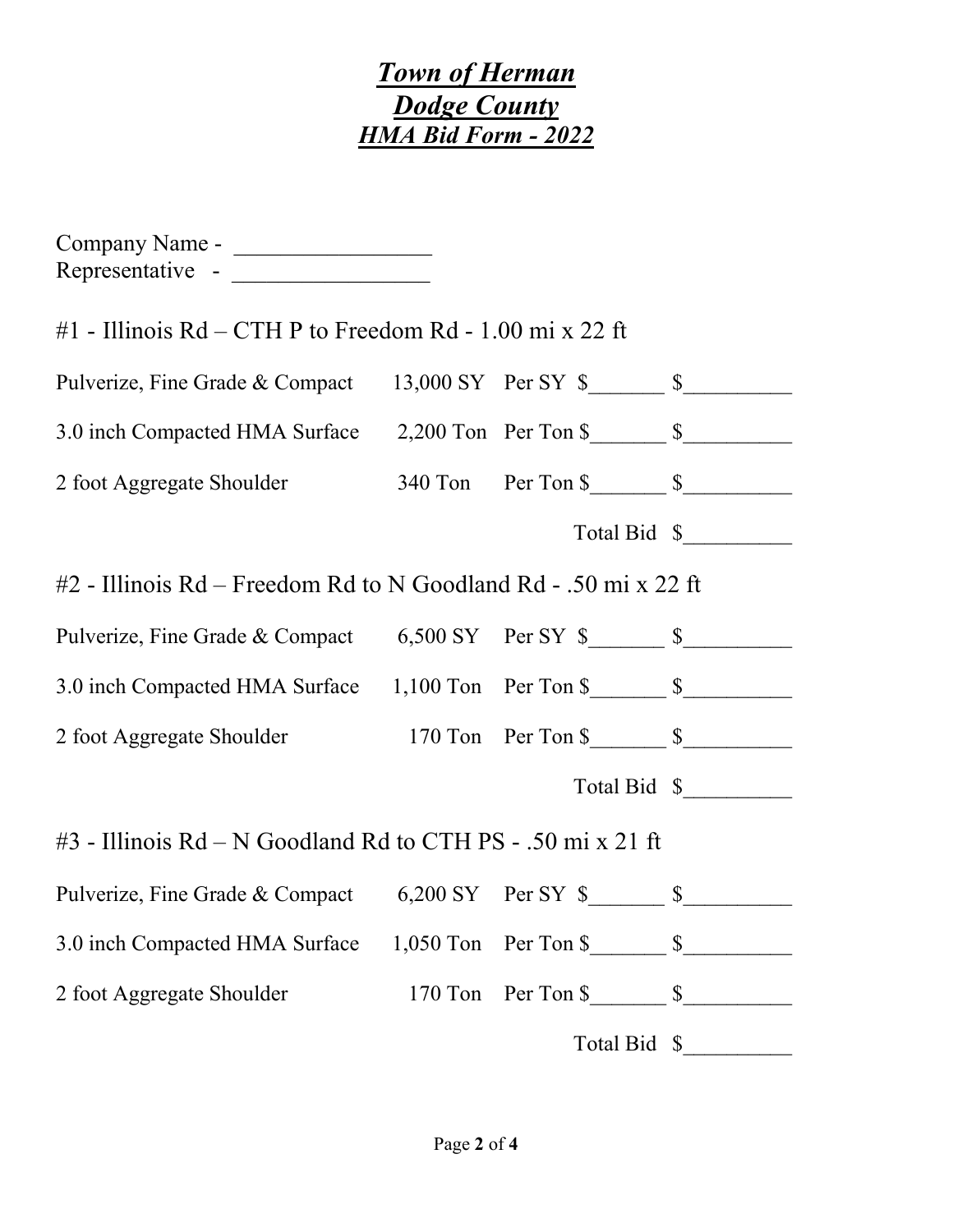# ***Town of Herman***

## ***Dodge County***

### ***HMA Bid Form - 2022***

Company Name - ________________
Representative - ________________

## #1 - Illinois Rd – CTH P to Freedom Rd - 1.00 mi x 22 ft

| | | | |
|---|---|---|---|
| Pulverize, Fine Grade & Compact | 13,000 SY | Per SY $_______ | $__________ |
| 3.0 inch Compacted HMA Surface | 2,200 Ton | Per Ton $_______ | $__________ |
| 2 foot Aggregate Shoulder | 340 Ton | Per Ton $_______ | $__________ |
| | | Total Bid | $__________ |

## #2 - Illinois Rd – Freedom Rd to N Goodland Rd - .50 mi x 22 ft

| | | | |
|---|---|---|---|
| Pulverize, Fine Grade & Compact | 6,500 SY | Per SY $_______ | $__________ |
| 3.0 inch Compacted HMA Surface | 1,100 Ton | Per Ton $_______ | $__________ |
| 2 foot Aggregate Shoulder | 170 Ton | Per Ton $_______ | $__________ |
| | | Total Bid | $__________ |

## #3 - Illinois Rd – N Goodland Rd to CTH PS - .50 mi x 21 ft

| | | | |
|---|---|---|---|
| Pulverize, Fine Grade & Compact | 6,200 SY | Per SY $_______ | $__________ |
| 3.0 inch Compacted HMA Surface | 1,050 Ton | Per Ton $_______ | $__________ |
| 2 foot Aggregate Shoulder | 170 Ton | Per Ton $_______ | $__________ |
| | | Total Bid | $__________ |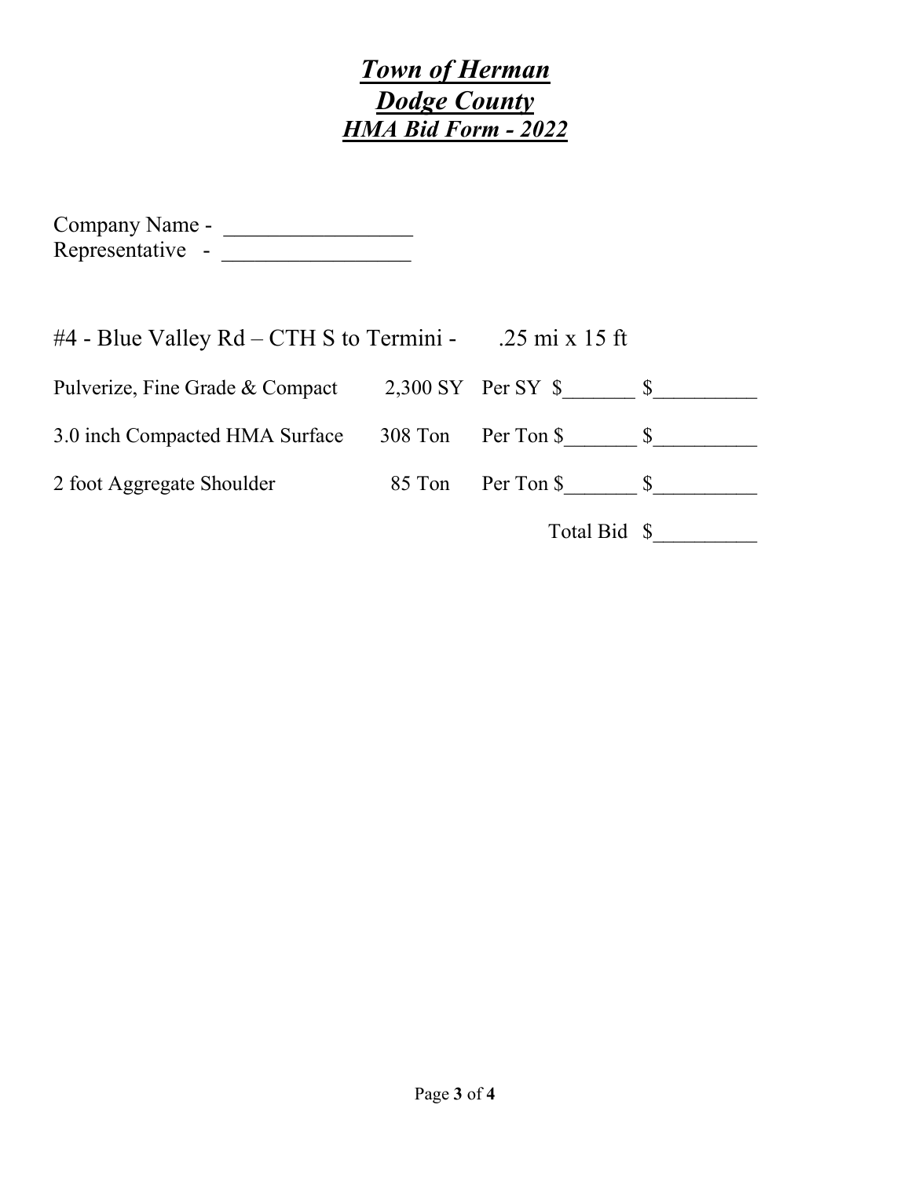# ***Town of Herman***
# ***Dodge County***
## ***HMA Bid Form - 2022***

Company Name - ________________
Representative - ________________

#4 - Blue Valley Rd – CTH S to Termini - .25 mi x 15 ft

| Item | Quantity | Unit Price | Amount |
|---|---|---|---|
| Pulverize, Fine Grade & Compact | 2,300 SY | Per SY $_______ | $__________ |
| 3.0 inch Compacted HMA Surface | 308 Ton | Per Ton $_______ | $__________ |
| 2 foot Aggregate Shoulder | 85 Ton | Per Ton $_______ | $__________ |
| | | Total Bid | $__________ |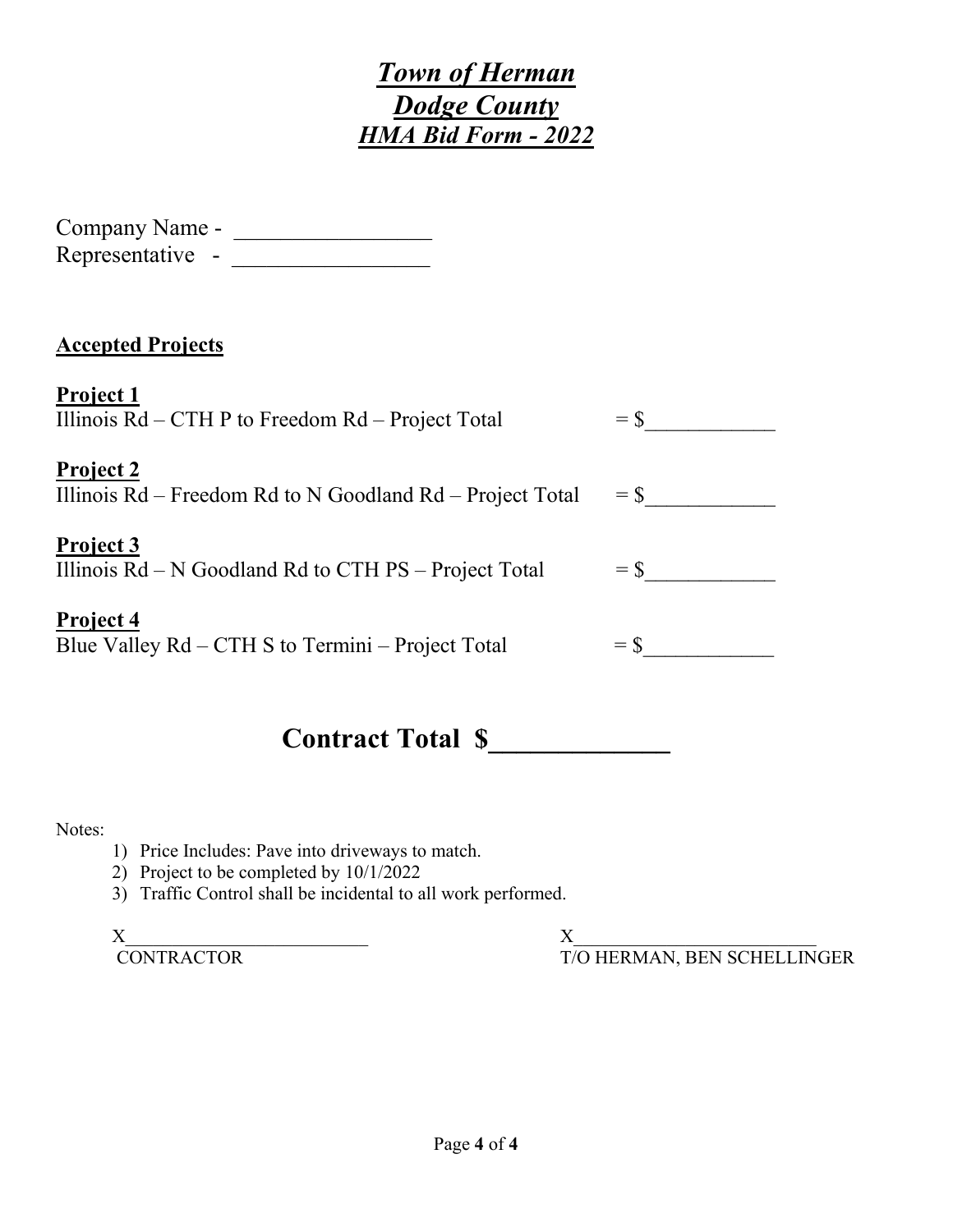# ***Town of Herman***
# ***Dodge County***
## ***HMA Bid Form - 2022***

Company Name - _________________
Representative - _________________

**Accepted Projects**

**Project 1**
Illinois Rd – CTH P to Freedom Rd – Project Total = $____________

**Project 2**
Illinois Rd – Freedom Rd to N Goodland Rd – Project Total = $____________

**Project 3**
Illinois Rd – N Goodland Rd to CTH PS – Project Total = $____________

**Project 4**
Blue Valley Rd – CTH S to Termini – Project Total = $____________

## **Contract Total $_____________**

Notes:

1) Price Includes: Pave into driveways to match.
2) Project to be completed by 10/1/2022
3) Traffic Control shall be incidental to all work performed.

X__________________________
CONTRACTOR

X__________________________
T/O HERMAN, BEN SCHELLINGER